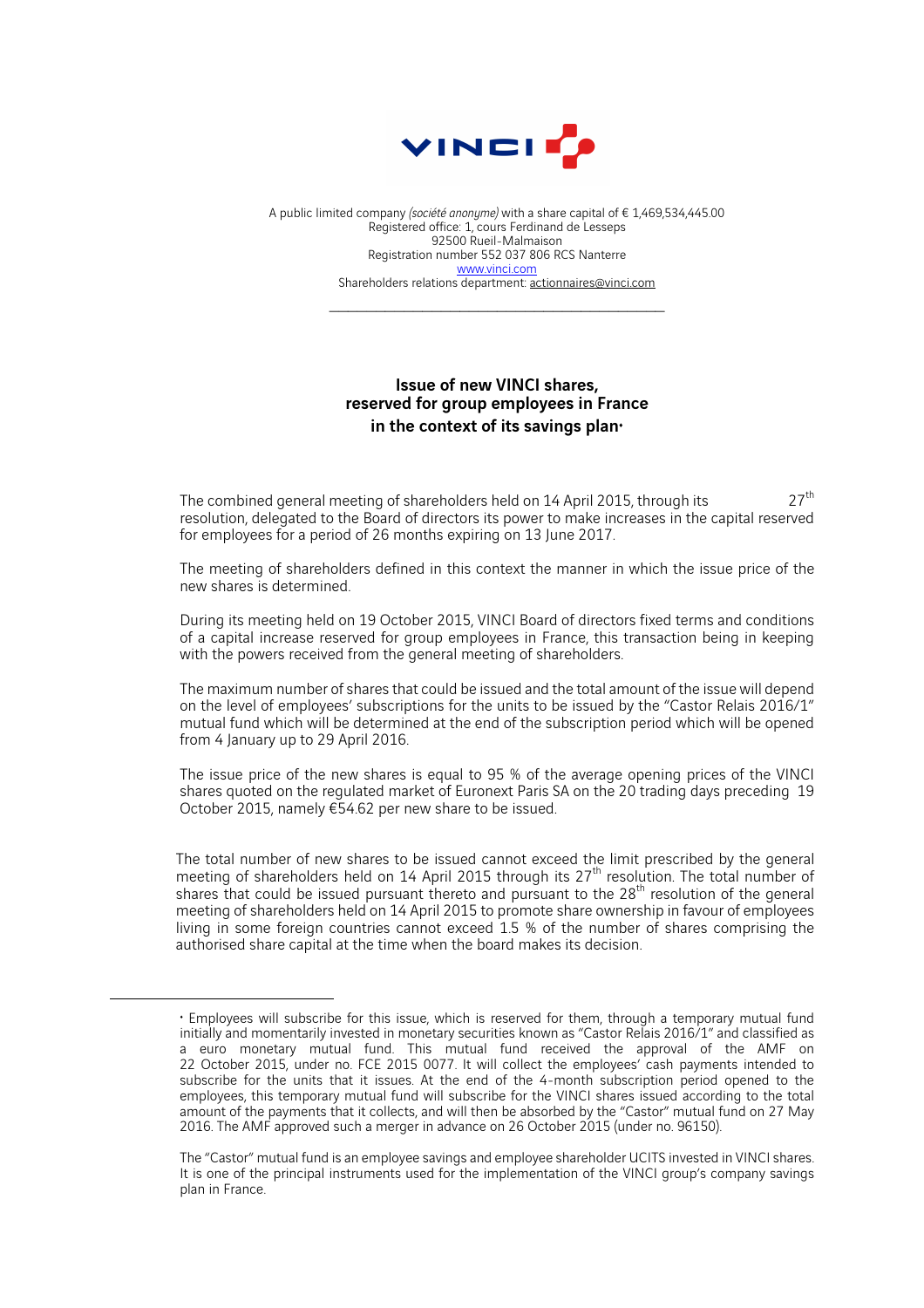A public limited company *(société anonyme)* with a share capital of € 1,469,534,445.00
Registered office: 1, cours Ferdinand de Lesseps
92500 Rueil-Malmaison
Registration number 552 037 806 RCS Nanterre
www.vinci.com
Shareholders relations department: actionnaires@vinci.com

---

## Issue of new VINCI shares, reserved for group employees in France in the context of its savings plan•

The combined general meeting of shareholders held on 14 April 2015, through its 27th resolution, delegated to the Board of directors its power to make increases in the capital reserved for employees for a period of 26 months expiring on 13 June 2017.

The meeting of shareholders defined in this context the manner in which the issue price of the new shares is determined.

During its meeting held on 19 October 2015, VINCI Board of directors fixed terms and conditions of a capital increase reserved for group employees in France, this transaction being in keeping with the powers received from the general meeting of shareholders.

The maximum number of shares that could be issued and the total amount of the issue will depend on the level of employees' subscriptions for the units to be issued by the "Castor Relais 2016/1" mutual fund which will be determined at the end of the subscription period which will be opened from 4 January up to 29 April 2016.

The issue price of the new shares is equal to 95 % of the average opening prices of the VINCI shares quoted on the regulated market of Euronext Paris SA on the 20 trading days preceding 19 October 2015, namely €54.62 per new share to be issued.

The total number of new shares to be issued cannot exceed the limit prescribed by the general meeting of shareholders held on 14 April 2015 through its 27th resolution. The total number of shares that could be issued pursuant thereto and pursuant to the 28th resolution of the general meeting of shareholders held on 14 April 2015 to promote share ownership in favour of employees living in some foreign countries cannot exceed 1.5 % of the number of shares comprising the authorised share capital at the time when the board makes its decision.

---

• Employees will subscribe for this issue, which is reserved for them, through a temporary mutual fund initially and momentarily invested in monetary securities known as "Castor Relais 2016/1" and classified as a euro monetary mutual fund. This mutual fund received the approval of the AMF on 22 October 2015, under no. FCE 2015 0077. It will collect the employees' cash payments intended to subscribe for the units that it issues. At the end of the 4-month subscription period opened to the employees, this temporary mutual fund will subscribe for the VINCI shares issued according to the total amount of the payments that it collects, and will then be absorbed by the "Castor" mutual fund on 27 May 2016. The AMF approved such a merger in advance on 26 October 2015 (under no. 96150).

The "Castor" mutual fund is an employee savings and employee shareholder UCITS invested in VINCI shares. It is one of the principal instruments used for the implementation of the VINCI group's company savings plan in France.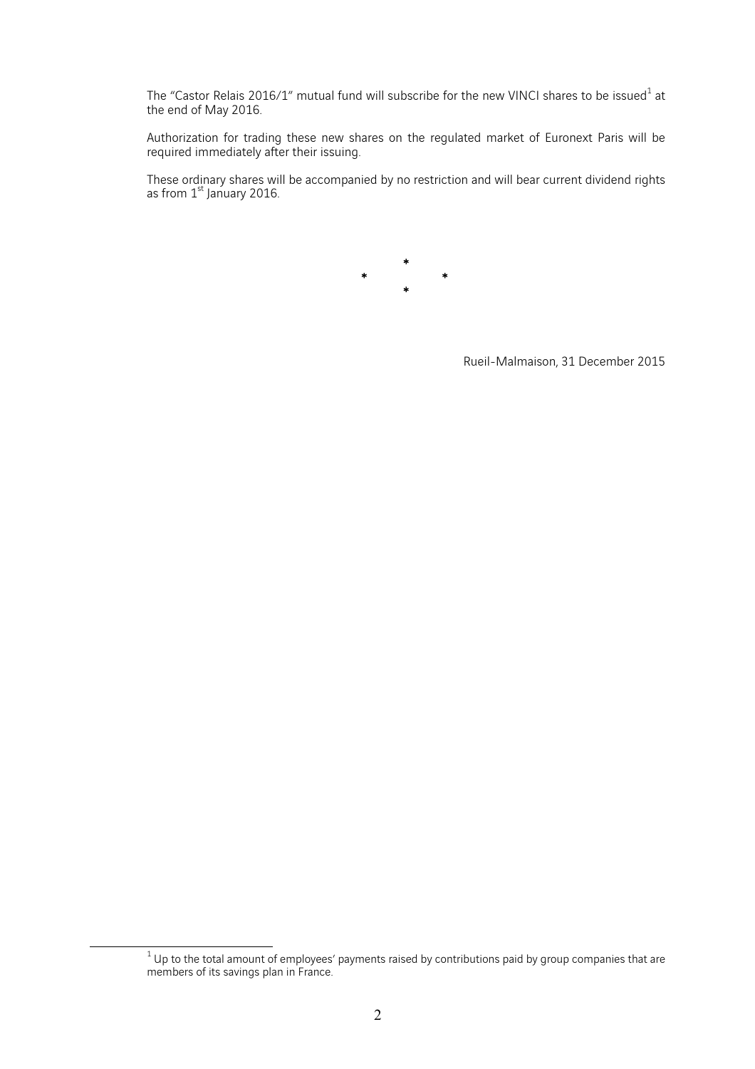The "Castor Relais 2016/1" mutual fund will subscribe for the new VINCI shares to be issued[1] at the end of May 2016.

Authorization for trading these new shares on the regulated market of Euronext Paris will be required immediately after their issuing.

These ordinary shares will be accompanied by no restriction and will bear current dividend rights as from 1st January 2016.

\*

\* \*

\*

Rueil-Malmaison, 31 December 2015

---

[1] Up to the total amount of employees' payments raised by contributions paid by group companies that are members of its savings plan in France.